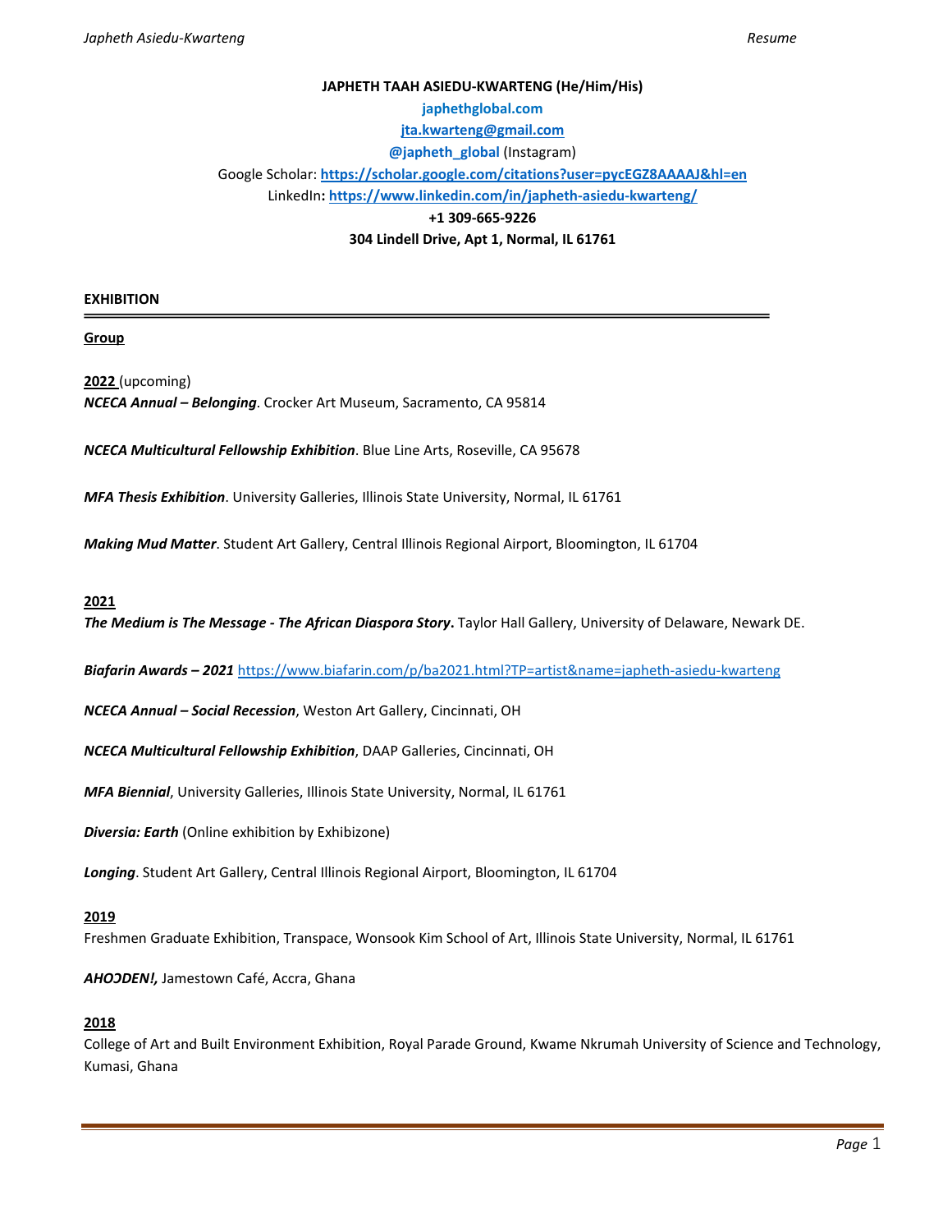**JAPHETH TAAH ASIEDU-KWARTENG (He/Him/His)**

**japhethglobal.com**

**jta.kwarteng@gmail.com**

**@japheth_global** (Instagram)

Google Scholar: **https://scholar.google.com/citations?user=pycEGZ8AAAAJ&hl=en**

LinkedIn**: https://www.linkedin.com/in/japheth-asiedu-kwarteng/**

**+1 309-665-9226**

**304 Lindell Drive, Apt 1, Normal, IL 61761**

## EXHIBITION

### Group

**2022** (upcoming)

***NCECA Annual – Belonging***. Crocker Art Museum, Sacramento, CA 95814

***NCECA Multicultural Fellowship Exhibition***. Blue Line Arts, Roseville, CA 95678

***MFA Thesis Exhibition***. University Galleries, Illinois State University, Normal, IL 61761

***Making Mud Matter***. Student Art Gallery, Central Illinois Regional Airport, Bloomington, IL 61704

**2021**

***The Medium is The Message - The African Diaspora Story*****.** Taylor Hall Gallery, University of Delaware, Newark DE.

***Biafarin Awards – 2021*** https://www.biafarin.com/p/ba2021.html?TP=artist&name=japheth-asiedu-kwarteng

***NCECA Annual – Social Recession***, Weston Art Gallery, Cincinnati, OH

***NCECA Multicultural Fellowship Exhibition***, DAAP Galleries, Cincinnati, OH

***MFA Biennial***, University Galleries, Illinois State University, Normal, IL 61761

***Diversia: Earth*** (Online exhibition by Exhibizone)

***Longing***. Student Art Gallery, Central Illinois Regional Airport, Bloomington, IL 61704

**2019**

Freshmen Graduate Exhibition, Transpace, Wonsook Kim School of Art, Illinois State University, Normal, IL 61761

***AHOƆDEN!,*** Jamestown Café, Accra, Ghana

**2018**

College of Art and Built Environment Exhibition, Royal Parade Ground, Kwame Nkrumah University of Science and Technology, Kumasi, Ghana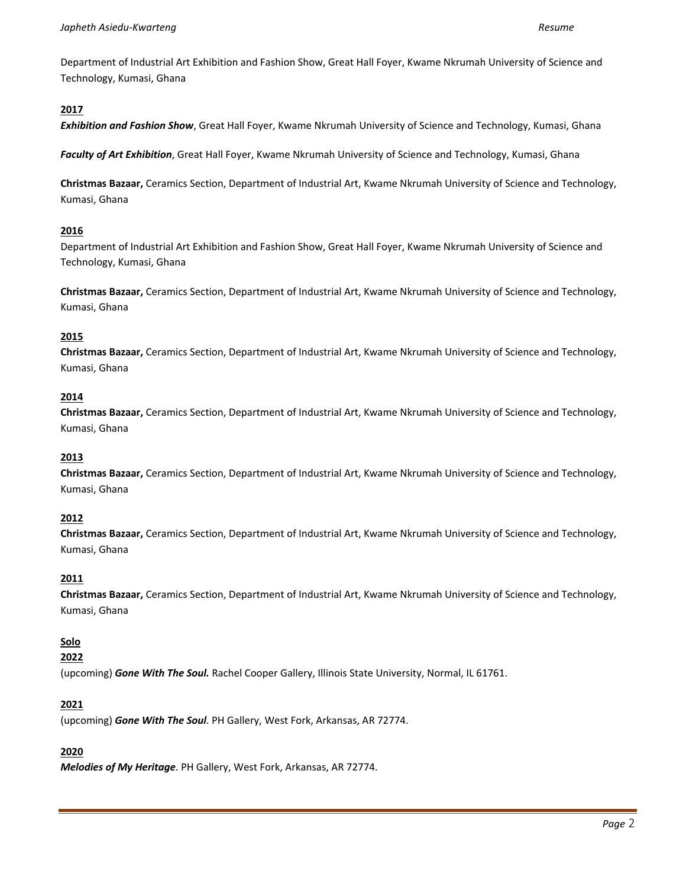Department of Industrial Art Exhibition and Fashion Show, Great Hall Foyer, Kwame Nkrumah University of Science and Technology, Kumasi, Ghana

**2017**

***Exhibition and Fashion Show***, Great Hall Foyer, Kwame Nkrumah University of Science and Technology, Kumasi, Ghana

***Faculty of Art Exhibition***, Great Hall Foyer, Kwame Nkrumah University of Science and Technology, Kumasi, Ghana

**Christmas Bazaar,** Ceramics Section, Department of Industrial Art, Kwame Nkrumah University of Science and Technology, Kumasi, Ghana

**2016**

Department of Industrial Art Exhibition and Fashion Show, Great Hall Foyer, Kwame Nkrumah University of Science and Technology, Kumasi, Ghana

**Christmas Bazaar,** Ceramics Section, Department of Industrial Art, Kwame Nkrumah University of Science and Technology, Kumasi, Ghana

**2015**

**Christmas Bazaar,** Ceramics Section, Department of Industrial Art, Kwame Nkrumah University of Science and Technology, Kumasi, Ghana

**2014**

**Christmas Bazaar,** Ceramics Section, Department of Industrial Art, Kwame Nkrumah University of Science and Technology, Kumasi, Ghana

**2013**

**Christmas Bazaar,** Ceramics Section, Department of Industrial Art, Kwame Nkrumah University of Science and Technology, Kumasi, Ghana

**2012**

**Christmas Bazaar,** Ceramics Section, Department of Industrial Art, Kwame Nkrumah University of Science and Technology, Kumasi, Ghana

**2011**

**Christmas Bazaar,** Ceramics Section, Department of Industrial Art, Kwame Nkrumah University of Science and Technology, Kumasi, Ghana

**Solo**

**2022**

(upcoming) ***Gone With The Soul.*** Rachel Cooper Gallery, Illinois State University, Normal, IL 61761.

**2021**

(upcoming) ***Gone With The Soul***. PH Gallery, West Fork, Arkansas, AR 72774.

**2020**

***Melodies of My Heritage***. PH Gallery, West Fork, Arkansas, AR 72774.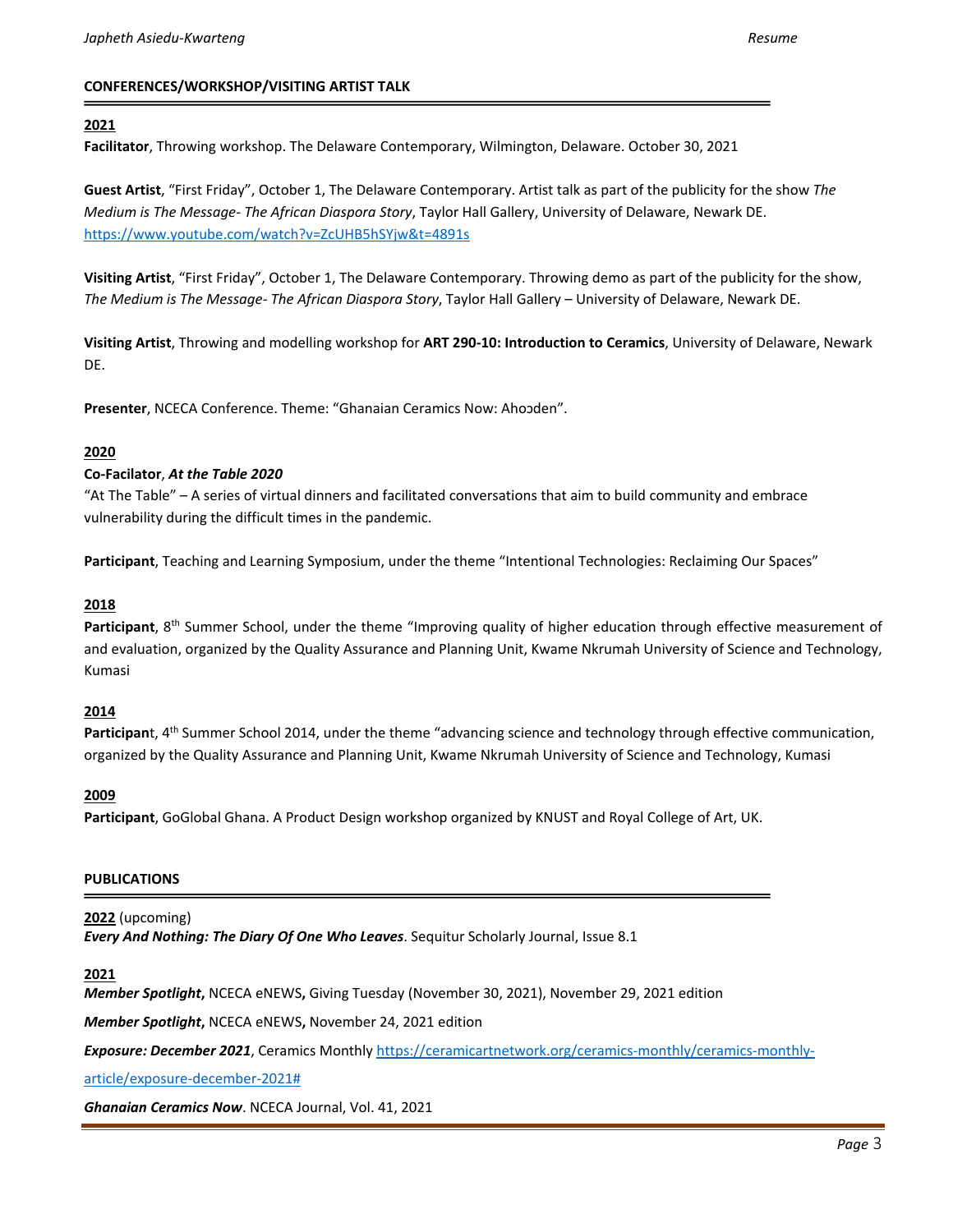## CONFERENCES/WORKSHOP/VISITING ARTIST TALK

**2021**

**Facilitator**, Throwing workshop. The Delaware Contemporary, Wilmington, Delaware. October 30, 2021

**Guest Artist**, "First Friday", October 1, The Delaware Contemporary. Artist talk as part of the publicity for the show *The Medium is The Message- The African Diaspora Story*, Taylor Hall Gallery, University of Delaware, Newark DE. https://www.youtube.com/watch?v=ZcUHB5hSYjw&t=4891s

**Visiting Artist**, "First Friday", October 1, The Delaware Contemporary. Throwing demo as part of the publicity for the show, *The Medium is The Message- The African Diaspora Story*, Taylor Hall Gallery – University of Delaware, Newark DE.

**Visiting Artist**, Throwing and modelling workshop for **ART 290-10: Introduction to Ceramics**, University of Delaware, Newark DE.

**Presenter**, NCECA Conference. Theme: "Ghanaian Ceramics Now: Ahoɔden".

**2020**

**Co-Facilator**, ***At the Table 2020***
"At The Table" – A series of virtual dinners and facilitated conversations that aim to build community and embrace vulnerability during the difficult times in the pandemic.

**Participant**, Teaching and Learning Symposium, under the theme "Intentional Technologies: Reclaiming Our Spaces"

**2018**

**Participant**, 8th Summer School, under the theme "Improving quality of higher education through effective measurement of and evaluation, organized by the Quality Assurance and Planning Unit, Kwame Nkrumah University of Science and Technology, Kumasi

**2014**

**Participant**, 4th Summer School 2014, under the theme "advancing science and technology through effective communication, organized by the Quality Assurance and Planning Unit, Kwame Nkrumah University of Science and Technology, Kumasi

**2009**

**Participant**, GoGlobal Ghana. A Product Design workshop organized by KNUST and Royal College of Art, UK.

## PUBLICATIONS

**2022** (upcoming)
***Every And Nothing: The Diary Of One Who Leaves***. Sequitur Scholarly Journal, Issue 8.1

**2021**

***Member Spotlight*****,** NCECA eNEWS**,** Giving Tuesday (November 30, 2021), November 29, 2021 edition

***Member Spotlight*****,** NCECA eNEWS**,** November 24, 2021 edition

***Exposure: December 2021***, Ceramics Monthly https://ceramicartnetwork.org/ceramics-monthly/ceramics-monthly-article/exposure-december-2021#

***Ghanaian Ceramics Now***. NCECA Journal, Vol. 41, 2021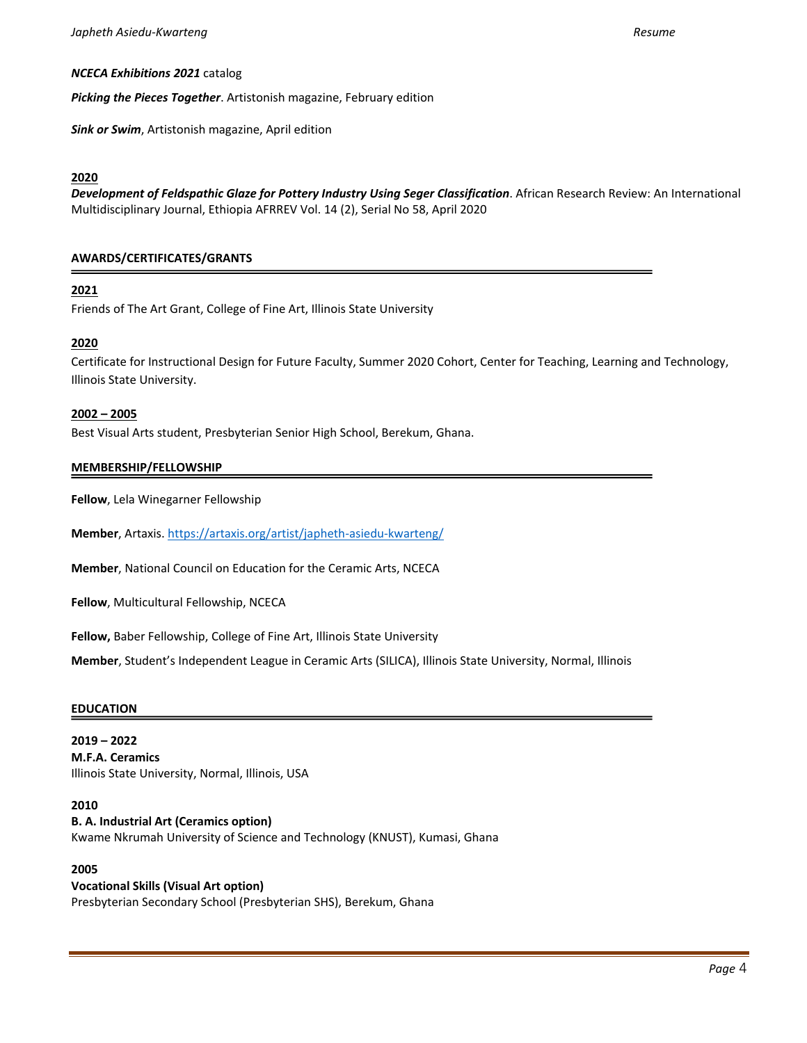***NCECA Exhibitions 2021*** catalog

***Picking the Pieces Together***. Artistonish magazine, February edition

***Sink or Swim***, Artistonish magazine, April edition

**2020**

***Development of Feldspathic Glaze for Pottery Industry Using Seger Classification***. African Research Review: An International Multidisciplinary Journal, Ethiopia AFRREV Vol. 14 (2), Serial No 58, April 2020

## AWARDS/CERTIFICATES/GRANTS

**2021**

Friends of The Art Grant, College of Fine Art, Illinois State University

**2020**

Certificate for Instructional Design for Future Faculty, Summer 2020 Cohort, Center for Teaching, Learning and Technology, Illinois State University.

**2002 – 2005**

Best Visual Arts student, Presbyterian Senior High School, Berekum, Ghana.

## MEMBERSHIP/FELLOWSHIP

**Fellow**, Lela Winegarner Fellowship

**Member**, Artaxis. https://artaxis.org/artist/japheth-asiedu-kwarteng/

**Member**, National Council on Education for the Ceramic Arts, NCECA

**Fellow**, Multicultural Fellowship, NCECA

**Fellow,** Baber Fellowship, College of Fine Art, Illinois State University

**Member**, Student's Independent League in Ceramic Arts (SILICA), Illinois State University, Normal, Illinois

## EDUCATION

**2019 – 2022**
**M.F.A. Ceramics**
Illinois State University, Normal, Illinois, USA

**2010**
**B. A. Industrial Art (Ceramics option)**
Kwame Nkrumah University of Science and Technology (KNUST), Kumasi, Ghana

**2005**
**Vocational Skills (Visual Art option)**
Presbyterian Secondary School (Presbyterian SHS), Berekum, Ghana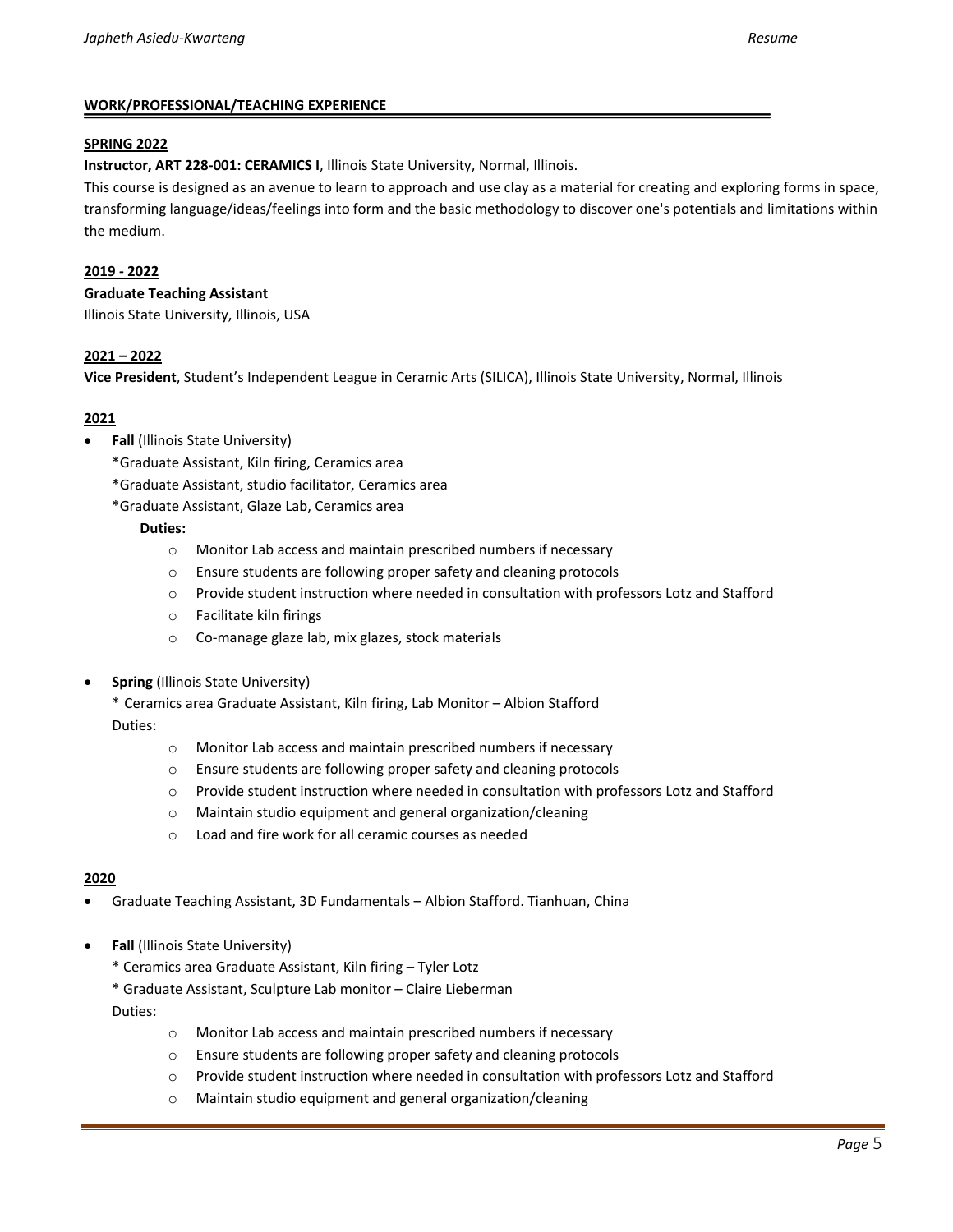## WORK/PROFESSIONAL/TEACHING EXPERIENCE

### SPRING 2022

**Instructor, ART 228-001: CERAMICS I**, Illinois State University, Normal, Illinois.

This course is designed as an avenue to learn to approach and use clay as a material for creating and exploring forms in space, transforming language/ideas/feelings into form and the basic methodology to discover one's potentials and limitations within the medium.

### 2019 - 2022

**Graduate Teaching Assistant**

Illinois State University, Illinois, USA

### 2021 – 2022

**Vice President**, Student's Independent League in Ceramic Arts (SILICA), Illinois State University, Normal, Illinois

### 2021

- **Fall** (Illinois State University)

  *Graduate Assistant, Kiln firing, Ceramics area

  *Graduate Assistant, studio facilitator, Ceramics area

  *Graduate Assistant, Glaze Lab, Ceramics area

  **Duties:**

  - Monitor Lab access and maintain prescribed numbers if necessary
  - Ensure students are following proper safety and cleaning protocols
  - Provide student instruction where needed in consultation with professors Lotz and Stafford
  - Facilitate kiln firings
  - Co-manage glaze lab, mix glazes, stock materials

- **Spring** (Illinois State University)

  * Ceramics area Graduate Assistant, Kiln firing, Lab Monitor – Albion Stafford

  Duties:

  - Monitor Lab access and maintain prescribed numbers if necessary
  - Ensure students are following proper safety and cleaning protocols
  - Provide student instruction where needed in consultation with professors Lotz and Stafford
  - Maintain studio equipment and general organization/cleaning
  - Load and fire work for all ceramic courses as needed

### 2020

- Graduate Teaching Assistant, 3D Fundamentals – Albion Stafford. Tianhuan, China

- **Fall** (Illinois State University)

  * Ceramics area Graduate Assistant, Kiln firing – Tyler Lotz

  * Graduate Assistant, Sculpture Lab monitor – Claire Lieberman

  Duties:

  - Monitor Lab access and maintain prescribed numbers if necessary
  - Ensure students are following proper safety and cleaning protocols
  - Provide student instruction where needed in consultation with professors Lotz and Stafford
  - Maintain studio equipment and general organization/cleaning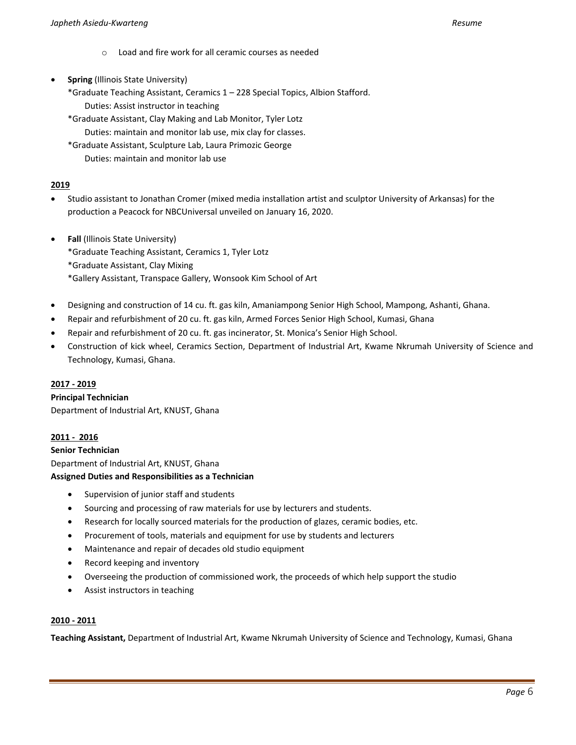- Load and fire work for all ceramic courses as needed

- **Spring** (Illinois State University)

  *Graduate Teaching Assistant, Ceramics 1 – 228 Special Topics, Albion Stafford.

  Duties: Assist instructor in teaching

  *Graduate Assistant, Clay Making and Lab Monitor, Tyler Lotz

  Duties: maintain and monitor lab use, mix clay for classes.

  *Graduate Assistant, Sculpture Lab, Laura Primozic George

  Duties: maintain and monitor lab use

**2019**

- Studio assistant to Jonathan Cromer (mixed media installation artist and sculptor University of Arkansas) for the production a Peacock for NBCUniversal unveiled on January 16, 2020.

- **Fall** (Illinois State University)

  *Graduate Teaching Assistant, Ceramics 1, Tyler Lotz

  *Graduate Assistant, Clay Mixing

  *Gallery Assistant, Transpace Gallery, Wonsook Kim School of Art

- Designing and construction of 14 cu. ft. gas kiln, Amaniampong Senior High School, Mampong, Ashanti, Ghana.
- Repair and refurbishment of 20 cu. ft. gas kiln, Armed Forces Senior High School, Kumasi, Ghana
- Repair and refurbishment of 20 cu. ft. gas incinerator, St. Monica's Senior High School.
- Construction of kick wheel, Ceramics Section, Department of Industrial Art, Kwame Nkrumah University of Science and Technology, Kumasi, Ghana.

**2017 - 2019**

**Principal Technician**

Department of Industrial Art, KNUST, Ghana

**2011 - 2016**

**Senior Technician**

Department of Industrial Art, KNUST, Ghana

**Assigned Duties and Responsibilities as a Technician**

- Supervision of junior staff and students
- Sourcing and processing of raw materials for use by lecturers and students.
- Research for locally sourced materials for the production of glazes, ceramic bodies, etc.
- Procurement of tools, materials and equipment for use by students and lecturers
- Maintenance and repair of decades old studio equipment
- Record keeping and inventory
- Overseeing the production of commissioned work, the proceeds of which help support the studio
- Assist instructors in teaching

**2010 - 2011**

**Teaching Assistant,** Department of Industrial Art, Kwame Nkrumah University of Science and Technology, Kumasi, Ghana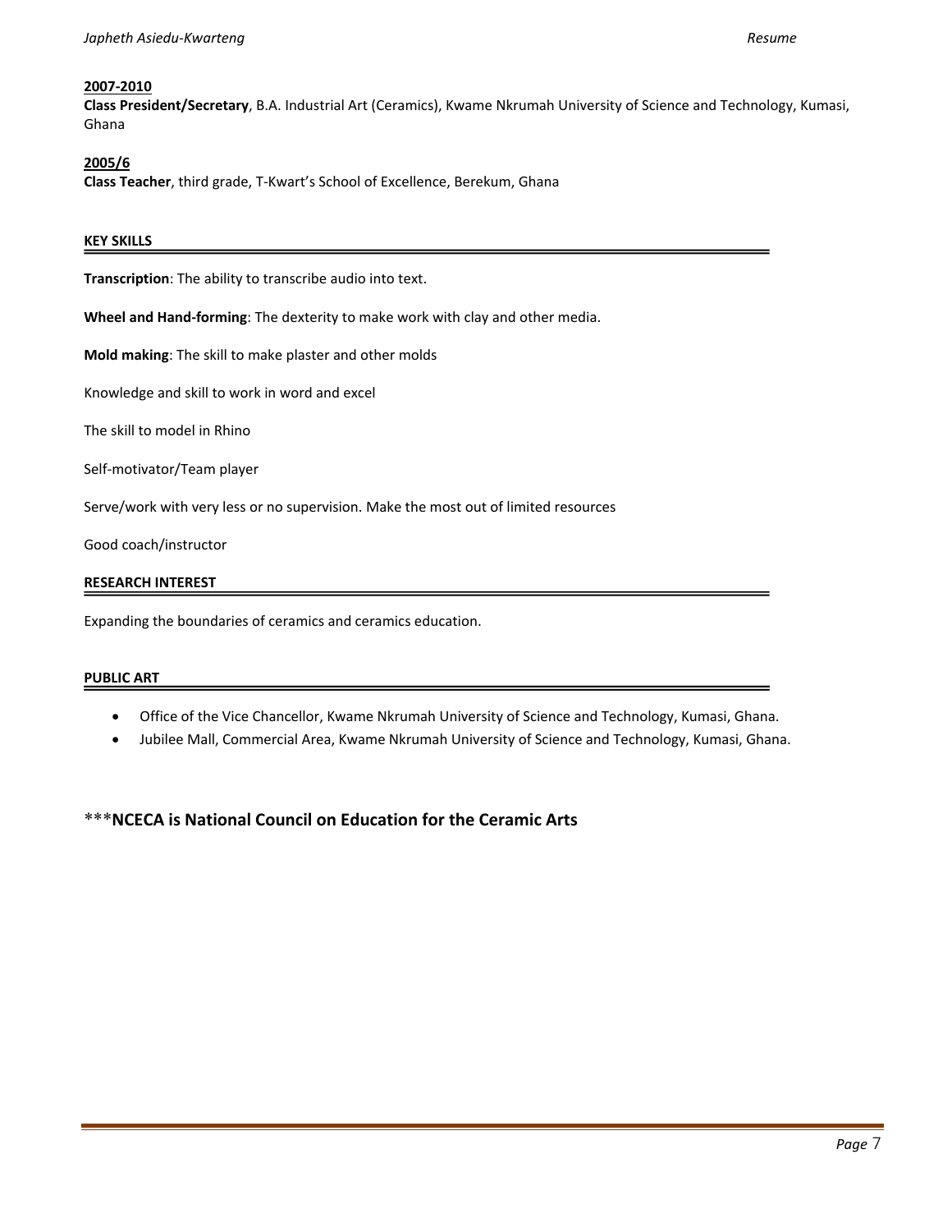**2007-2010**
**Class President/Secretary**, B.A. Industrial Art (Ceramics), Kwame Nkrumah University of Science and Technology, Kumasi, Ghana

**2005/6**
**Class Teacher**, third grade, T-Kwart's School of Excellence, Berekum, Ghana

## KEY SKILLS

**Transcription**: The ability to transcribe audio into text.

**Wheel and Hand-forming**: The dexterity to make work with clay and other media.

**Mold making**: The skill to make plaster and other molds

Knowledge and skill to work in word and excel

The skill to model in Rhino

Self-motivator/Team player

Serve/work with very less or no supervision. Make the most out of limited resources

Good coach/instructor

## RESEARCH INTEREST

Expanding the boundaries of ceramics and ceramics education.

## PUBLIC ART

- Office of the Vice Chancellor, Kwame Nkrumah University of Science and Technology, Kumasi, Ghana.
- Jubilee Mall, Commercial Area, Kwame Nkrumah University of Science and Technology, Kumasi, Ghana.

***__NCECA is National Council on Education for the Ceramic Arts__